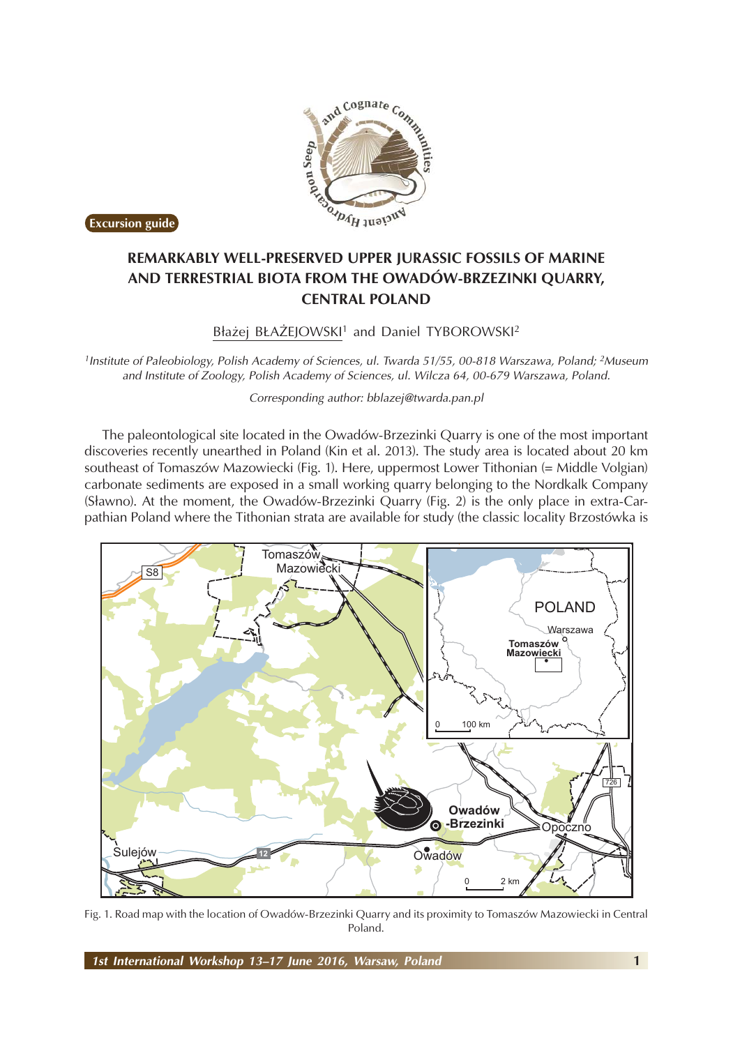Excursion guide

# REMARKABLY WELL-PRESERVED UPPER JURASSIC FOSSILS OF MARINE AND TERRESTRIAL BIOTA FROM THE OWADÓW-BRZEZINKI QUARRY, CENTRAL POLAND

Błażej BŁAŻEJOWSKI[1] and Daniel TYBOROWSKI[2]

*[1]Institute of Paleobiology, Polish Academy of Sciences, ul. Twarda 51/55, 00-818 Warszawa, Poland; [2]Museum and Institute of Zoology, Polish Academy of Sciences, ul. Wilcza 64, 00-679 Warszawa, Poland.*

*Corresponding author: bblazej@twarda.pan.pl*

The paleontological site located in the Owadów-Brzezinki Quarry is one of the most important discoveries recently unearthed in Poland (Kin et al. 2013). The study area is located about 20 km southeast of Tomaszów Mazowiecki (Fig. 1). Here, uppermost Lower Tithonian (= Middle Volgian) carbonate sediments are exposed in a small working quarry belonging to the Nordkalk Company (Sławno). At the moment, the Owadów-Brzezinki Quarry (Fig. 2) is the only place in extra-Carpathian Poland where the Tithonian strata are available for study (the classic locality Brzostówka is

Fig. 1. Road map with the location of Owadów-Brzezinki Quarry and its proximity to Tomaszów Mazowiecki in Central Poland.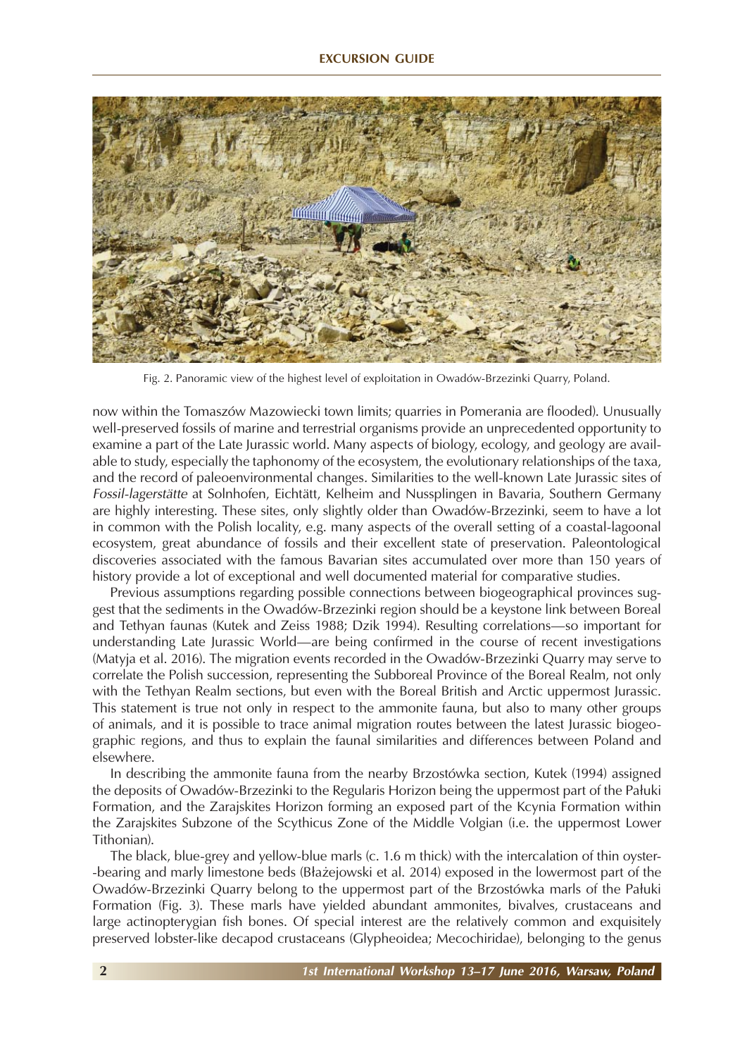Fig. 2. Panoramic view of the highest level of exploitation in Owadów-Brzezinki Quarry, Poland.

now within the Tomaszów Mazowiecki town limits; quarries in Pomerania are flooded). Unusually well-preserved fossils of marine and terrestrial organisms provide an unprecedented opportunity to examine a part of the Late Jurassic world. Many aspects of biology, ecology, and geology are available to study, especially the taphonomy of the ecosystem, the evolutionary relationships of the taxa, and the record of paleoenvironmental changes. Similarities to the well-known Late Jurassic sites of *Fossil-lagerstätte* at Solnhofen, Eichtätt, Kelheim and Nussplingen in Bavaria, Southern Germany are highly interesting. These sites, only slightly older than Owadów-Brzezinki, seem to have a lot in common with the Polish locality, e.g. many aspects of the overall setting of a coastal-lagoonal ecosystem, great abundance of fossils and their excellent state of preservation. Paleontological discoveries associated with the famous Bavarian sites accumulated over more than 150 years of history provide a lot of exceptional and well documented material for comparative studies.

Previous assumptions regarding possible connections between biogeographical provinces suggest that the sediments in the Owadów-Brzezinki region should be a keystone link between Boreal and Tethyan faunas (Kutek and Zeiss 1988; Dzik 1994). Resulting correlations—so important for understanding Late Jurassic World—are being confirmed in the course of recent investigations (Matyja et al. 2016). The migration events recorded in the Owadów-Brzezinki Quarry may serve to correlate the Polish succession, representing the Subboreal Province of the Boreal Realm, not only with the Tethyan Realm sections, but even with the Boreal British and Arctic uppermost Jurassic. This statement is true not only in respect to the ammonite fauna, but also to many other groups of animals, and it is possible to trace animal migration routes between the latest Jurassic biogeographic regions, and thus to explain the faunal similarities and differences between Poland and elsewhere.

In describing the ammonite fauna from the nearby Brzostówka section, Kutek (1994) assigned the deposits of Owadów-Brzezinki to the Regularis Horizon being the uppermost part of the Pałuki Formation, and the Zarajskites Horizon forming an exposed part of the Kcynia Formation within the Zarajskites Subzone of the Scythicus Zone of the Middle Volgian (i.e. the uppermost Lower Tithonian).

The black, blue-grey and yellow-blue marls (c. 1.6 m thick) with the intercalation of thin oyster-bearing and marly limestone beds (Błażejowski et al. 2014) exposed in the lowermost part of the Owadów-Brzezinki Quarry belong to the uppermost part of the Brzostówka marls of the Pałuki Formation (Fig. 3). These marls have yielded abundant ammonites, bivalves, crustaceans and large actinopterygian fish bones. Of special interest are the relatively common and exquisitely preserved lobster-like decapod crustaceans (Glypheoidea; Mecochiridae), belonging to the genus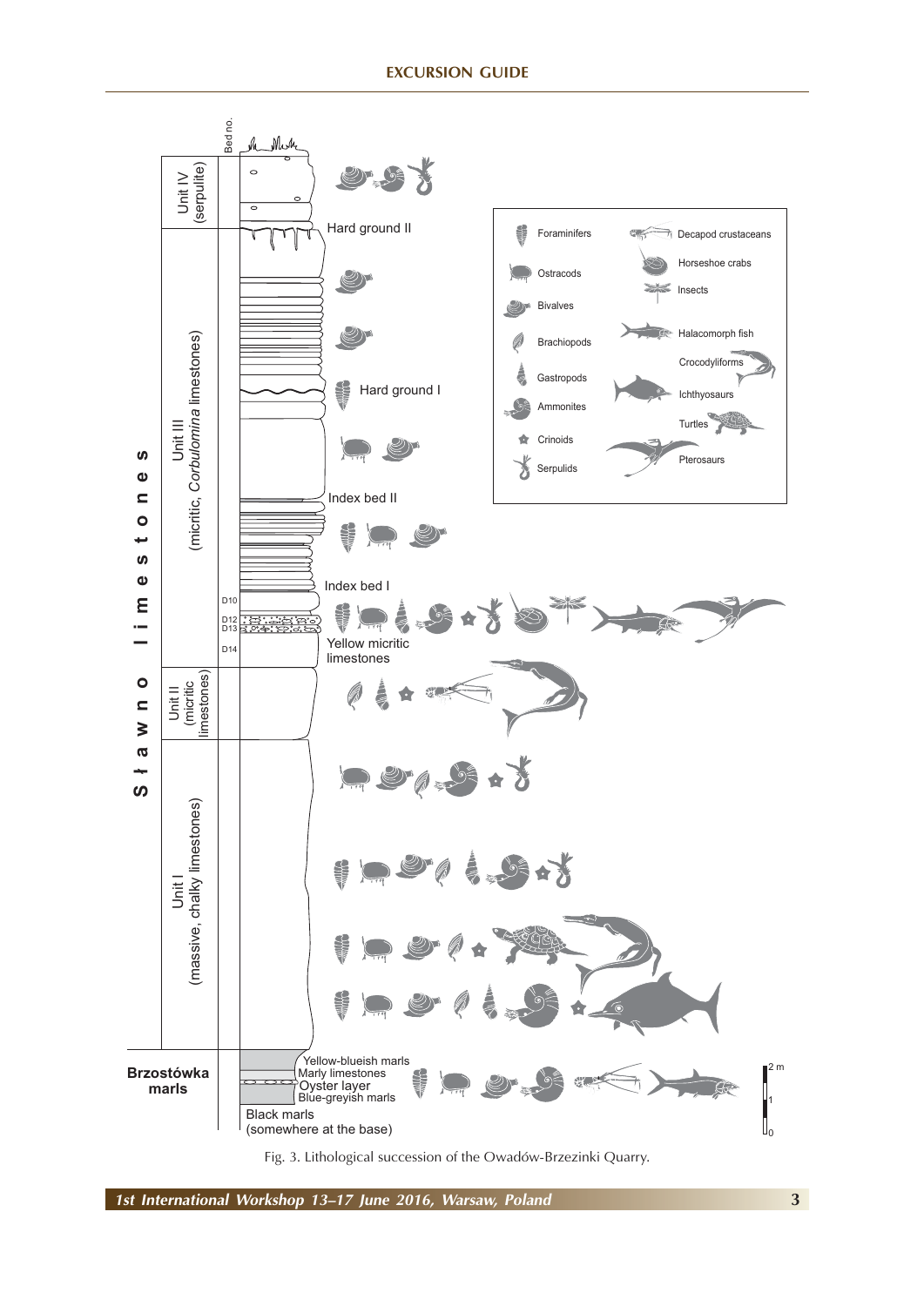Fig. 3. Lithological succession of the Owadów-Brzezinki Quarry.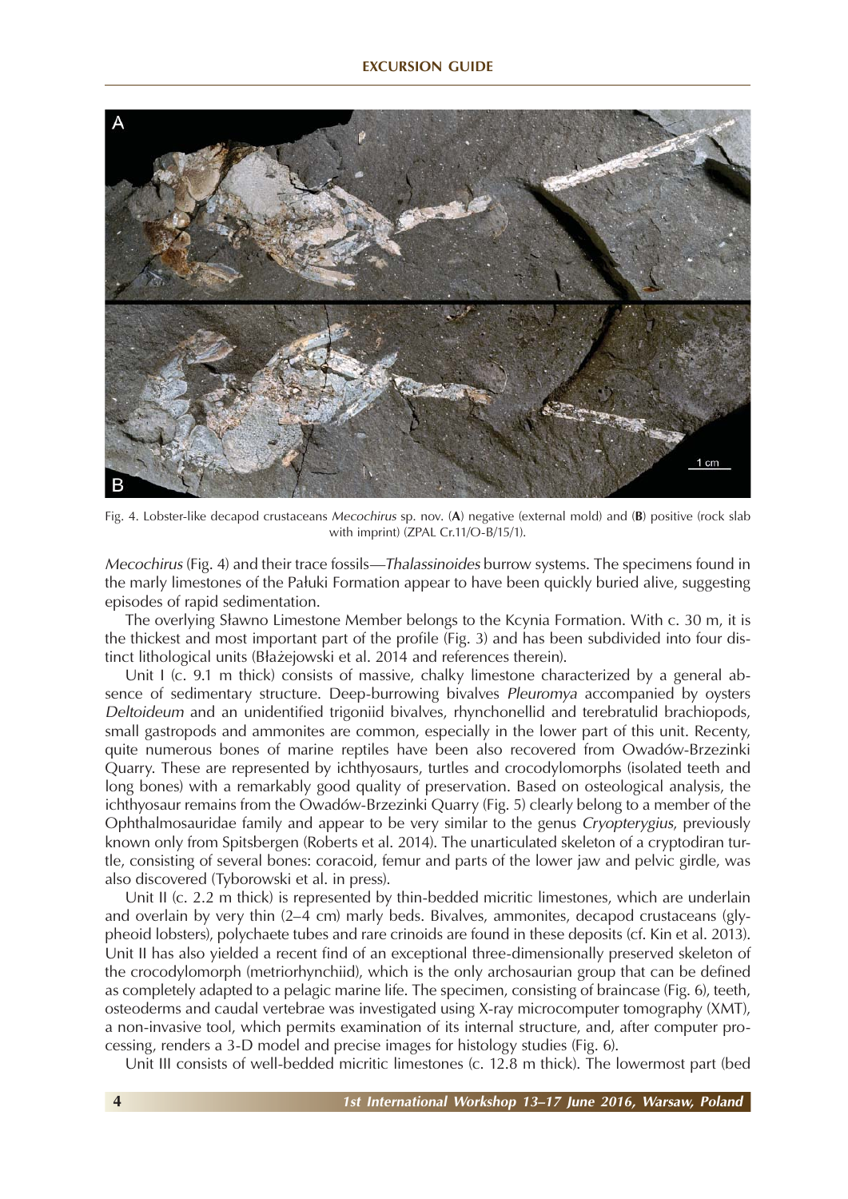Fig. 4. Lobster-like decapod crustaceans *Mecochirus* sp. nov. (**A**) negative (external mold) and (**B**) positive (rock slab with imprint) (ZPAL Cr.11/O-B/15/1).

*Mecochirus* (Fig. 4) and their trace fossils—*Thalassinoides* burrow systems. The specimens found in the marly limestones of the Pałuki Formation appear to have been quickly buried alive, suggesting episodes of rapid sedimentation.

The overlying Sławno Limestone Member belongs to the Kcynia Formation. With c. 30 m, it is the thickest and most important part of the profile (Fig. 3) and has been subdivided into four distinct lithological units (Błażejowski et al. 2014 and references therein).

Unit I (c. 9.1 m thick) consists of massive, chalky limestone characterized by a general absence of sedimentary structure. Deep-burrowing bivalves *Pleuromya* accompanied by oysters *Deltoideum* and an unidentified trigoniid bivalves, rhynchonellid and terebratulid brachiopods, small gastropods and ammonites are common, especially in the lower part of this unit. Recenty, quite numerous bones of marine reptiles have been also recovered from Owadów-Brzezinki Quarry. These are represented by ichthyosaurs, turtles and crocodylomorphs (isolated teeth and long bones) with a remarkably good quality of preservation. Based on osteological analysis, the ichthyosaur remains from the Owadów-Brzezinki Quarry (Fig. 5) clearly belong to a member of the Ophthalmosauridae family and appear to be very similar to the genus *Cryopterygius*, previously known only from Spitsbergen (Roberts et al. 2014). The unarticulated skeleton of a cryptodiran turtle, consisting of several bones: coracoid, femur and parts of the lower jaw and pelvic girdle, was also discovered (Tyborowski et al. in press).

Unit II (c. 2.2 m thick) is represented by thin-bedded micritic limestones, which are underlain and overlain by very thin (2–4 cm) marly beds. Bivalves, ammonites, decapod crustaceans (glypheoid lobsters), polychaete tubes and rare crinoids are found in these deposits (cf. Kin et al. 2013). Unit II has also yielded a recent find of an exceptional three-dimensionally preserved skeleton of the crocodylomorph (metriorhynchiid), which is the only archosaurian group that can be defined as completely adapted to a pelagic marine life. The specimen, consisting of braincase (Fig. 6), teeth, osteoderms and caudal vertebrae was investigated using X-ray microcomputer tomography (XMT), a non-invasive tool, which permits examination of its internal structure, and, after computer processing, renders a 3-D model and precise images for histology studies (Fig. 6).

Unit III consists of well-bedded micritic limestones (c. 12.8 m thick). The lowermost part (bed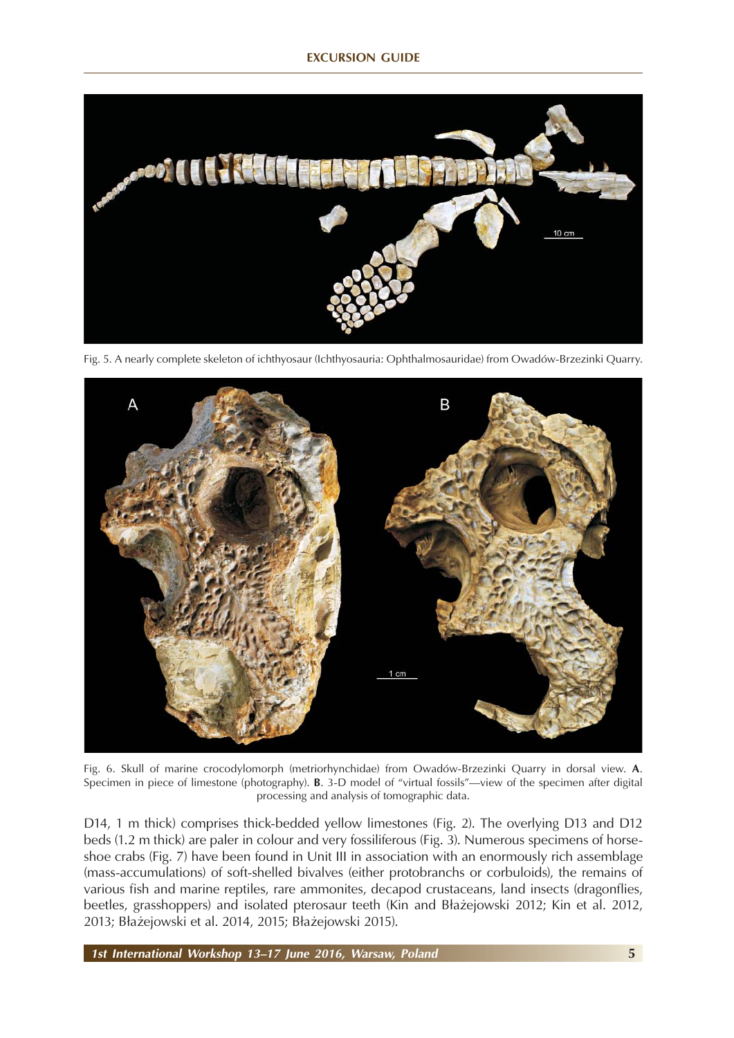Fig. 5. A nearly complete skeleton of ichthyosaur (Ichthyosauria: Ophthalmosauridae) from Owadów-Brzezinki Quarry.

Fig. 6. Skull of marine crocodylomorph (metriorhynchidae) from Owadów-Brzezinki Quarry in dorsal view. **A**. Specimen in piece of limestone (photography). **B**. 3-D model of "virtual fossils"—view of the specimen after digital processing and analysis of tomographic data.

D14, 1 m thick) comprises thick-bedded yellow limestones (Fig. 2). The overlying D13 and D12 beds (1.2 m thick) are paler in colour and very fossiliferous (Fig. 3). Numerous specimens of horseshoe crabs (Fig. 7) have been found in Unit III in association with an enormously rich assemblage (mass-accumulations) of soft-shelled bivalves (either protobranchs or corbuloids), the remains of various fish and marine reptiles, rare ammonites, decapod crustaceans, land insects (dragonflies, beetles, grasshoppers) and isolated pterosaur teeth (Kin and Błażejowski 2012; Kin et al. 2012, 2013; Błażejowski et al. 2014, 2015; Błażejowski 2015).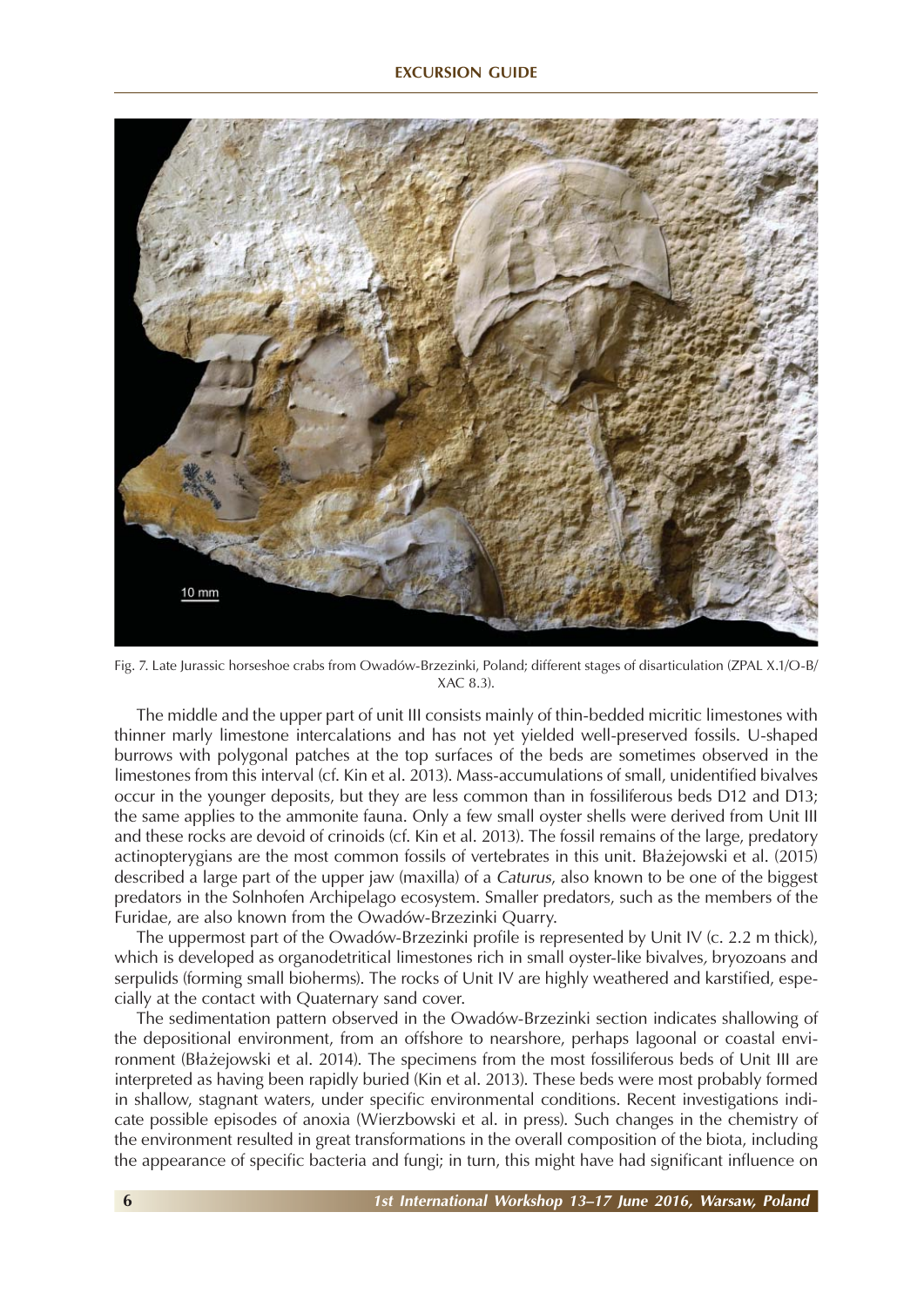Fig. 7. Late Jurassic horseshoe crabs from Owadów-Brzezinki, Poland; different stages of disarticulation (ZPAL X.1/O-B/XAC 8.3).

The middle and the upper part of unit III consists mainly of thin-bedded micritic limestones with thinner marly limestone intercalations and has not yet yielded well-preserved fossils. U-shaped burrows with polygonal patches at the top surfaces of the beds are sometimes observed in the limestones from this interval (cf. Kin et al. 2013). Mass-accumulations of small, unidentified bivalves occur in the younger deposits, but they are less common than in fossiliferous beds D12 and D13; the same applies to the ammonite fauna. Only a few small oyster shells were derived from Unit III and these rocks are devoid of crinoids (cf. Kin et al. 2013). The fossil remains of the large, predatory actinopterygians are the most common fossils of vertebrates in this unit. Błażejowski et al. (2015) described a large part of the upper jaw (maxilla) of a *Caturus*, also known to be one of the biggest predators in the Solnhofen Archipelago ecosystem. Smaller predators, such as the members of the Furidae, are also known from the Owadów-Brzezinki Quarry.

The uppermost part of the Owadów-Brzezinki profile is represented by Unit IV (c. 2.2 m thick), which is developed as organodetritical limestones rich in small oyster-like bivalves, bryozoans and serpulids (forming small bioherms). The rocks of Unit IV are highly weathered and karstified, especially at the contact with Quaternary sand cover.

The sedimentation pattern observed in the Owadów-Brzezinki section indicates shallowing of the depositional environment, from an offshore to nearshore, perhaps lagoonal or coastal environment (Błażejowski et al. 2014). The specimens from the most fossiliferous beds of Unit III are interpreted as having been rapidly buried (Kin et al. 2013). These beds were most probably formed in shallow, stagnant waters, under specific environmental conditions. Recent investigations indicate possible episodes of anoxia (Wierzbowski et al. in press). Such changes in the chemistry of the environment resulted in great transformations in the overall composition of the biota, including the appearance of specific bacteria and fungi; in turn, this might have had significant influence on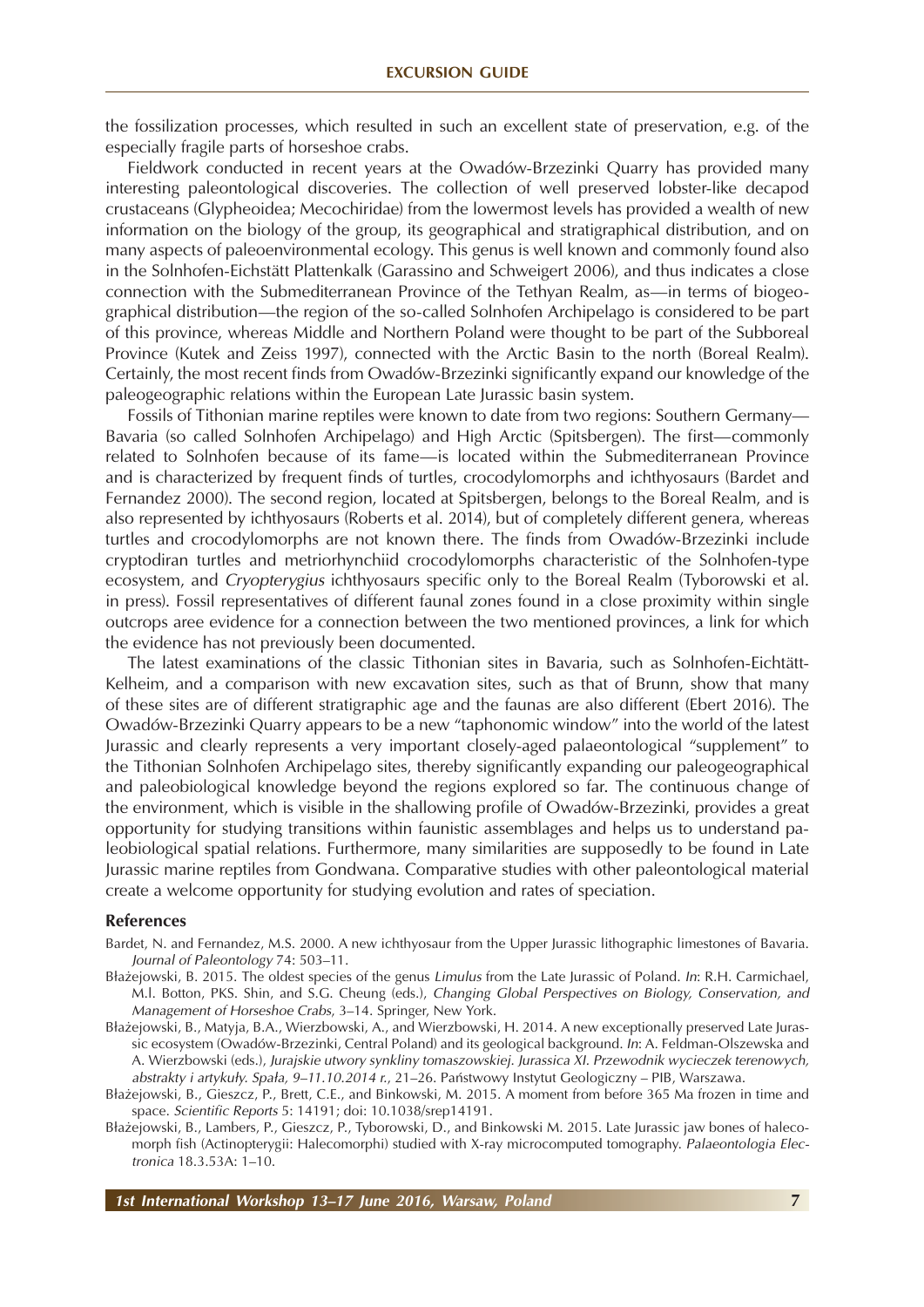the fossilization processes, which resulted in such an excellent state of preservation, e.g. of the especially fragile parts of horseshoe crabs.

Fieldwork conducted in recent years at the Owadów-Brzezinki Quarry has provided many interesting paleontological discoveries. The collection of well preserved lobster-like decapod crustaceans (Glypheoidea; Mecochiridae) from the lowermost levels has provided a wealth of new information on the biology of the group, its geographical and stratigraphical distribution, and on many aspects of paleoenvironmental ecology. This genus is well known and commonly found also in the Solnhofen-Eichstätt Plattenkalk (Garassino and Schweigert 2006), and thus indicates a close connection with the Submediterranean Province of the Tethyan Realm, as—in terms of biogeographical distribution—the region of the so-called Solnhofen Archipelago is considered to be part of this province, whereas Middle and Northern Poland were thought to be part of the Subboreal Province (Kutek and Zeiss 1997), connected with the Arctic Basin to the north (Boreal Realm). Certainly, the most recent finds from Owadów-Brzezinki significantly expand our knowledge of the paleogeographic relations within the European Late Jurassic basin system.

Fossils of Tithonian marine reptiles were known to date from two regions: Southern Germany—Bavaria (so called Solnhofen Archipelago) and High Arctic (Spitsbergen). The first—commonly related to Solnhofen because of its fame—is located within the Submediterranean Province and is characterized by frequent finds of turtles, crocodylomorphs and ichthyosaurs (Bardet and Fernandez 2000). The second region, located at Spitsbergen, belongs to the Boreal Realm, and is also represented by ichthyosaurs (Roberts et al. 2014), but of completely different genera, whereas turtles and crocodylomorphs are not known there. The finds from Owadów-Brzezinki include cryptodiran turtles and metriorhynchiid crocodylomorphs characteristic of the Solnhofen-type ecosystem, and *Cryopterygius* ichthyosaurs specific only to the Boreal Realm (Tyborowski et al. in press). Fossil representatives of different faunal zones found in a close proximity within single outcrops aree evidence for a connection between the two mentioned provinces, a link for which the evidence has not previously been documented.

The latest examinations of the classic Tithonian sites in Bavaria, such as Solnhofen-Eichtätt-Kelheim, and a comparison with new excavation sites, such as that of Brunn, show that many of these sites are of different stratigraphic age and the faunas are also different (Ebert 2016). The Owadów-Brzezinki Quarry appears to be a new "taphonomic window" into the world of the latest Jurassic and clearly represents a very important closely-aged palaeontological "supplement" to the Tithonian Solnhofen Archipelago sites, thereby significantly expanding our paleogeographical and paleobiological knowledge beyond the regions explored so far. The continuous change of the environment, which is visible in the shallowing profile of Owadów-Brzezinki, provides a great opportunity for studying transitions within faunistic assemblages and helps us to understand paleobiological spatial relations. Furthermore, many similarities are supposedly to be found in Late Jurassic marine reptiles from Gondwana. Comparative studies with other paleontological material create a welcome opportunity for studying evolution and rates of speciation.

## References

Bardet, N. and Fernandez, M.S. 2000. A new ichthyosaur from the Upper Jurassic lithographic limestones of Bavaria. *Journal of Paleontology* 74: 503–11.

Błażejowski, B. 2015. The oldest species of the genus *Limulus* from the Late Jurassic of Poland. *In*: R.H. Carmichael, M.l. Botton, PKS. Shin, and S.G. Cheung (eds.), *Changing Global Perspectives on Biology, Conservation, and Management of Horseshoe Crabs*, 3–14. Springer, New York.

Błażejowski, B., Matyja, B.A., Wierzbowski, A., and Wierzbowski, H. 2014. A new exceptionally preserved Late Jurassic ecosystem (Owadów-Brzezinki, Central Poland) and its geological background. *In*: A. Feldman-Olszewska and A. Wierzbowski (eds.), *Jurajskie utwory synkliny tomaszowskiej. Jurassica XI. Przewodnik wycieczek terenowych, abstrakty i artykuły. Spała, 9–11.10.2014 r.*, 21–26. Państwowy Instytut Geologiczny – PIB, Warszawa.

Błażejowski, B., Gieszcz, P., Brett, C.E., and Binkowski, M. 2015. A moment from before 365 Ma frozen in time and space. *Scientific Reports* 5: 14191; doi: 10.1038/srep14191.

Błażejowski, B., Lambers, P., Gieszcz, P., Tyborowski, D., and Binkowski M. 2015. Late Jurassic jaw bones of halecomorph fish (Actinopterygii: Halecomorphi) studied with X-ray microcomputed tomography. *Palaeontologia Electronica* 18.3.53A: 1–10.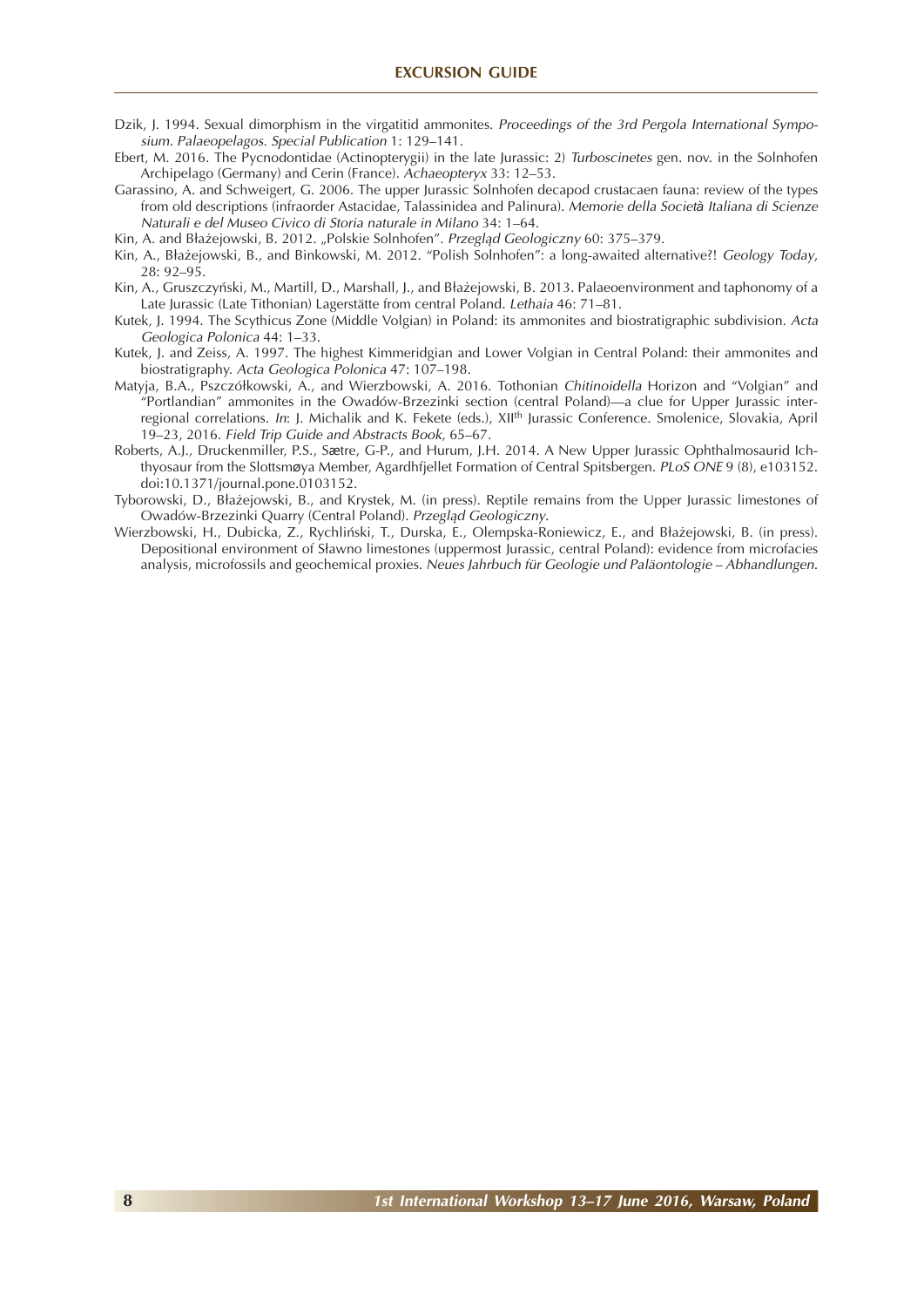Dzik, J. 1994. Sexual dimorphism in the virgatitid ammonites. *Proceedings of the 3rd Pergola International Symposium. Palaeopelagos. Special Publication* 1: 129–141.

Ebert, M. 2016. The Pycnodontidae (Actinopterygii) in the late Jurassic: 2) *Turboscinetes* gen. nov. in the Solnhofen Archipelago (Germany) and Cerin (France). *Achaeopteryx* 33: 12–53.

Garassino, A. and Schweigert, G. 2006. The upper Jurassic Solnhofen decapod crustacaen fauna: review of the types from old descriptions (infraorder Astacidae, Talassinidea and Palinura). *Memorie della Società Italiana di Scienze Naturali e del Museo Civico di Storia naturale in Milano* 34: 1–64.

Kin, A. and Błażejowski, B. 2012. „Polskie Solnhofen". *Przegląd Geologiczny* 60: 375–379.

Kin, A., Błażejowski, B., and Binkowski, M. 2012. "Polish Solnhofen": a long-awaited alternative?! *Geology Today*, 28: 92–95.

Kin, A., Gruszczyński, M., Martill, D., Marshall, J., and Błażejowski, B. 2013. Palaeoenvironment and taphonomy of a Late Jurassic (Late Tithonian) Lagerstätte from central Poland. *Lethaia* 46: 71–81.

Kutek, J. 1994. The Scythicus Zone (Middle Volgian) in Poland: its ammonites and biostratigraphic subdivision. *Acta Geologica Polonica* 44: 1–33.

Kutek, J. and Zeiss, A. 1997. The highest Kimmeridgian and Lower Volgian in Central Poland: their ammonites and biostratigraphy. *Acta Geologica Polonica* 47: 107–198.

Matyja, B.A., Pszczółkowski, A., and Wierzbowski, A. 2016. Tothonian *Chitinoidella* Horizon and "Volgian" and "Portlandian" ammonites in the Owadów-Brzezinki section (central Poland)—a clue for Upper Jurassic interregional correlations. *In*: J. Michalik and K. Fekete (eds.), XII[th] Jurassic Conference. Smolenice, Slovakia, April 19–23, 2016. *Field Trip Guide and Abstracts Book*, 65–67.

Roberts, A.J., Druckenmiller, P.S., Sætre, G-P., and Hurum, J.H. 2014. A New Upper Jurassic Ophthalmosaurid Ichthyosaur from the Slottsmøya Member, Agardhfjellet Formation of Central Spitsbergen. *PLoS ONE* 9 (8), e103152. doi:10.1371/journal.pone.0103152.

Tyborowski, D., Błażejowski, B., and Krystek, M. (in press). Reptile remains from the Upper Jurassic limestones of Owadów-Brzezinki Quarry (Central Poland). *Przegląd Geologiczny*.

Wierzbowski, H., Dubicka, Z., Rychliński, T., Durska, E., Olempska-Roniewicz, E., and Błażejowski, B. (in press). Depositional environment of Sławno limestones (uppermost Jurassic, central Poland): evidence from microfacies analysis, microfossils and geochemical proxies. *Neues Jahrbuch für Geologie und Paläontologie – Abhandlungen*.